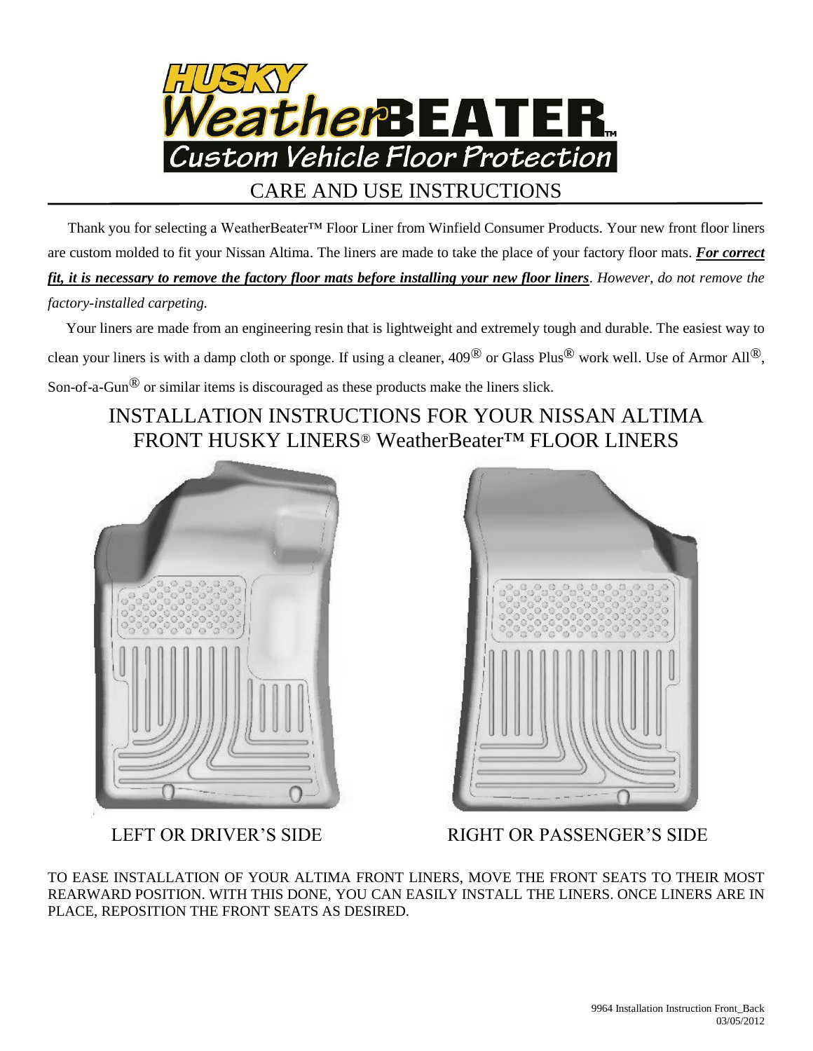# HUSKY WeatherBEATER™

## Custom Vehicle Floor Protection

## CARE AND USE INSTRUCTIONS

Thank you for selecting a WeatherBeater™ Floor Liner from Winfield Consumer Products. Your new front floor liners are custom molded to fit your Nissan Altima. The liners are made to take the place of your factory floor mats. ***For correct fit, it is necessary to remove the factory floor mats before installing your new floor liners***. *However, do not remove the factory-installed carpeting.*

Your liners are made from an engineering resin that is lightweight and extremely tough and durable. The easiest way to clean your liners is with a damp cloth or sponge. If using a cleaner, 409® or Glass Plus® work well. Use of Armor All®, Son-of-a-Gun® or similar items is discouraged as these products make the liners slick.

## INSTALLATION INSTRUCTIONS FOR YOUR NISSAN ALTIMA FRONT HUSKY LINERS® WeatherBeater™ FLOOR LINERS

LEFT OR DRIVER'S SIDE

RIGHT OR PASSENGER'S SIDE

TO EASE INSTALLATION OF YOUR ALTIMA FRONT LINERS, MOVE THE FRONT SEATS TO THEIR MOST REARWARD POSITION. WITH THIS DONE, YOU CAN EASILY INSTALL THE LINERS. ONCE LINERS ARE IN PLACE, REPOSITION THE FRONT SEATS AS DESIRED.

9964 Installation Instruction Front_Back
03/05/2012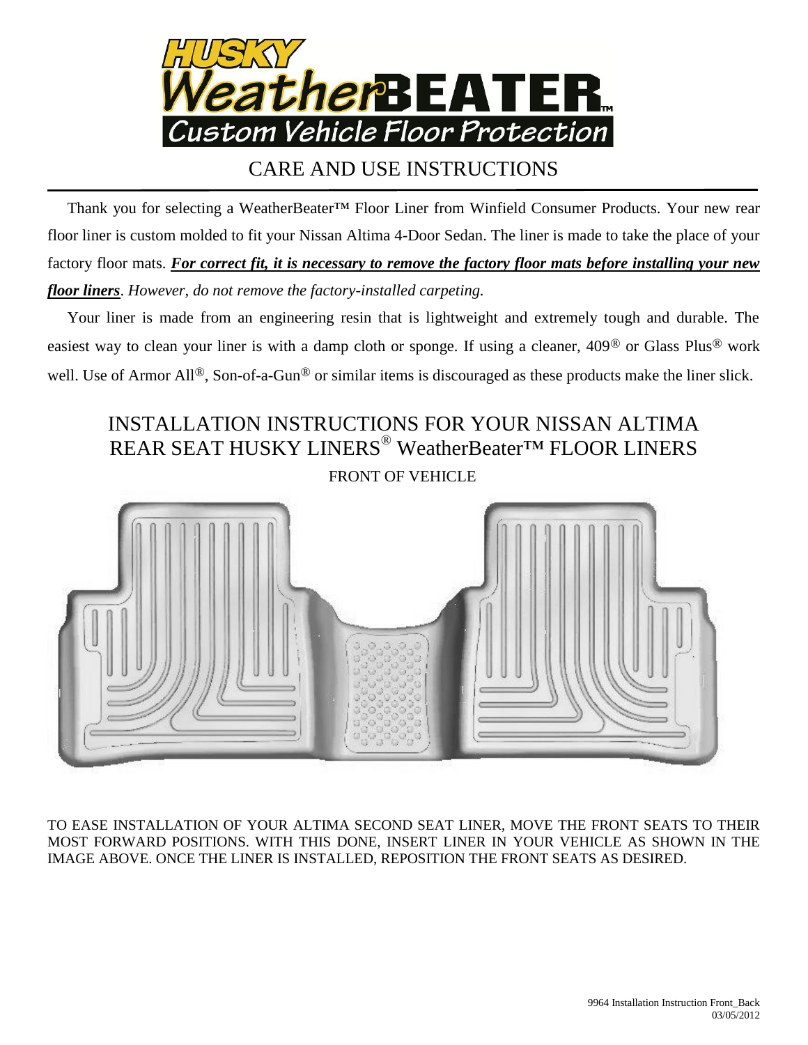# HUSKY WeatherBEATER™

## Custom Vehicle Floor Protection

## CARE AND USE INSTRUCTIONS

Thank you for selecting a WeatherBeater™ Floor Liner from Winfield Consumer Products. Your new rear floor liner is custom molded to fit your Nissan Altima 4-Door Sedan. The liner is made to take the place of your factory floor mats. ***For correct fit, it is necessary to remove the factory floor mats before installing your new floor liners***. *However, do not remove the factory-installed carpeting.*

Your liner is made from an engineering resin that is lightweight and extremely tough and durable. The easiest way to clean your liner is with a damp cloth or sponge. If using a cleaner, 409® or Glass Plus® work well. Use of Armor All®, Son-of-a-Gun® or similar items is discouraged as these products make the liner slick.

## INSTALLATION INSTRUCTIONS FOR YOUR NISSAN ALTIMA REAR SEAT HUSKY LINERS® WeatherBeater™ FLOOR LINERS

FRONT OF VEHICLE

TO EASE INSTALLATION OF YOUR ALTIMA SECOND SEAT LINER, MOVE THE FRONT SEATS TO THEIR MOST FORWARD POSITIONS. WITH THIS DONE, INSERT LINER IN YOUR VEHICLE AS SHOWN IN THE IMAGE ABOVE. ONCE THE LINER IS INSTALLED, REPOSITION THE FRONT SEATS AS DESIRED.

9964 Installation Instruction Front_Back
03/05/2012